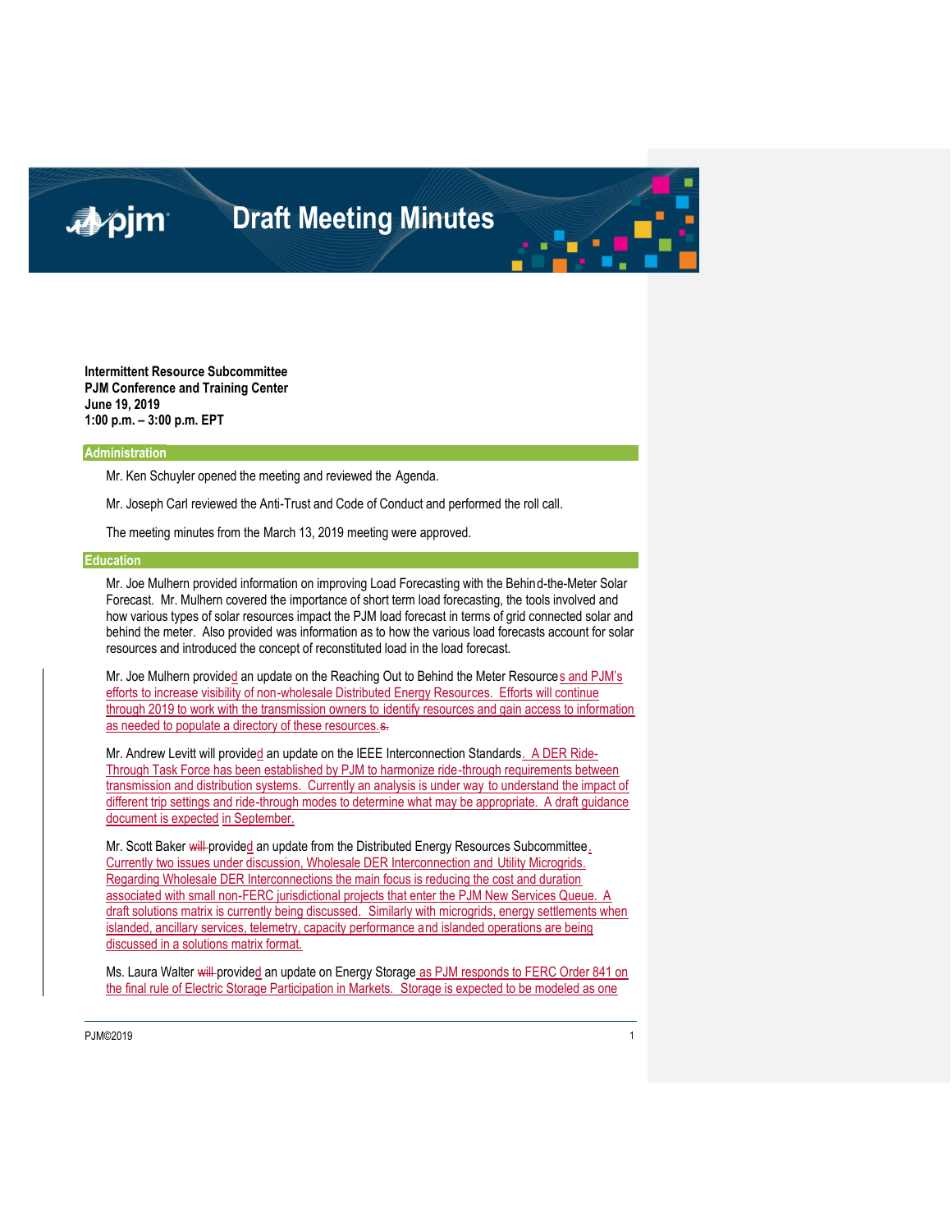# Draft Meeting Minutes

**Intermittent Resource Subcommittee**
**PJM Conference and Training Center**
**June 19, 2019**
**1:00 p.m. – 3:00 p.m. EPT**

## Administration

Mr. Ken Schuyler opened the meeting and reviewed the Agenda.

Mr. Joseph Carl reviewed the Anti-Trust and Code of Conduct and performed the roll call.

The meeting minutes from the March 13, 2019 meeting were approved.

## Education

Mr. Joe Mulhern provided information on improving Load Forecasting with the Behind-the-Meter Solar Forecast. Mr. Mulhern covered the importance of short term load forecasting, the tools involved and how various types of solar resources impact the PJM load forecast in terms of grid connected solar and behind the meter. Also provided was information as to how the various load forecasts account for solar resources and introduced the concept of reconstituted load in the load forecast.

Mr. Joe Mulhern provided an update on the Reaching Out to Behind the Meter Resources and PJM's efforts to increase visibility of non-wholesale Distributed Energy Resources. Efforts will continue through 2019 to work with the transmission owners to identify resources and gain access to information as needed to populate a directory of these resources.

Mr. Andrew Levitt will provided an update on the IEEE Interconnection Standards. A DER Ride-Through Task Force has been established by PJM to harmonize ride-through requirements between transmission and distribution systems. Currently an analysis is under way to understand the impact of different trip settings and ride-through modes to determine what may be appropriate. A draft guidance document is expected in September.

Mr. Scott Baker provided an update from the Distributed Energy Resources Subcommittee. Currently two issues under discussion, Wholesale DER Interconnection and Utility Microgrids. Regarding Wholesale DER Interconnections the main focus is reducing the cost and duration associated with small non-FERC jurisdictional projects that enter the PJM New Services Queue. A draft solutions matrix is currently being discussed. Similarly with microgrids, energy settlements when islanded, ancillary services, telemetry, capacity performance and islanded operations are being discussed in a solutions matrix format.

Ms. Laura Walter provided an update on Energy Storage as PJM responds to FERC Order 841 on the final rule of Electric Storage Participation in Markets. Storage is expected to be modeled as one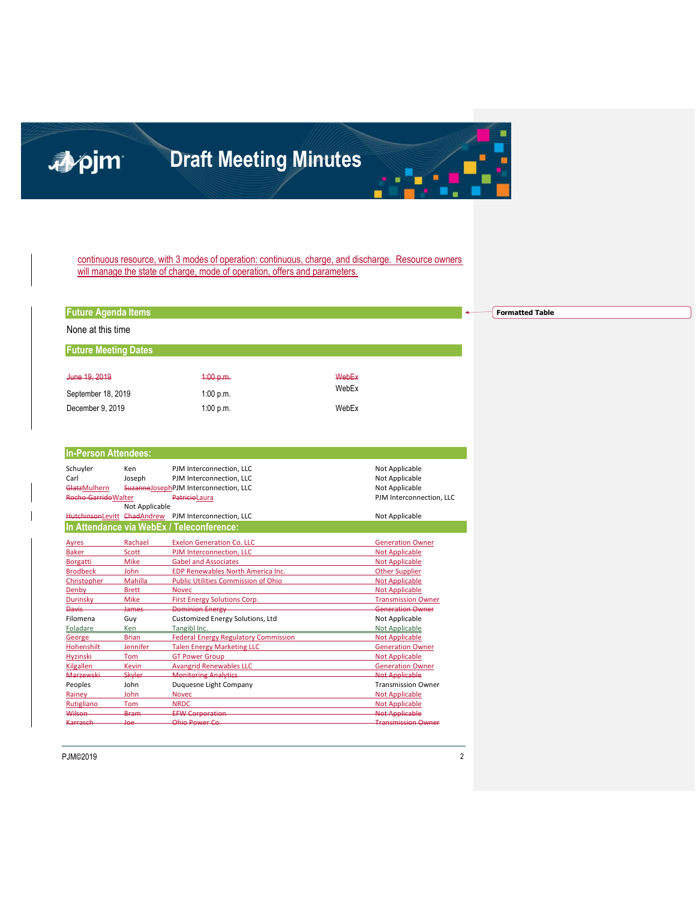continuous resource, with 3 modes of operation: continuous, charge, and discharge. Resource owners will manage the state of charge, mode of operation, offers and parameters.

## Future Agenda Items

None at this time

## Future Meeting Dates

| | | |
|---|---|---|
| ~~June 19, 2019~~ | ~~1:00 p.m.~~ | ~~WebEx~~ |
| September 18, 2019 | 1:00 p.m. | WebEx |
| December 9, 2019 | 1:00 p.m. | WebEx |

## In-Person Attendees:

| | | | |
|---|---|---|---|
| Schuyler | Ken | PJM Interconnection, LLC | Not Applicable |
| Carl | Joseph | PJM Interconnection, LLC | Not Applicable |
| ~~Glatz~~Mulhern | ~~Suzanne~~Joseph | PJM Interconnection, LLC | Not Applicable |
| ~~Rocha-Garrido~~Walter | ~~Patricio~~Laura | PJM Interconnection, LLC | Not Applicable |
| ~~Hutchinson~~Levitt | ~~Chad~~Andrew | PJM Interconnection, LLC | Not Applicable |

## In Attendance via WebEx / Teleconference:

| | | | |
|---|---|---|---|
| Ayres | Rachael | Exelon Generation Co. LLC | Generation Owner |
| Baker | Scott | PJM Interconnection, LLC | Not Applicable |
| Borgatti | Mike | Gabel and Associates | Not Applicable |
| Brodbeck | John | EDP Renewables North America Inc. | Other Supplier |
| Christopher | Mahilla | Public Utilities Commission of Ohio | Not Applicable |
| Denby | Brett | Novec | Not Applicable |
| Durinsky | Mike | First Energy Solutions Corp. | Transmission Owner |
| ~~Davis~~ | ~~James~~ | ~~Dominion Energy~~ | ~~Generation Owner~~ |
| Filomena | Guy | Customized Energy Solutions, Ltd | Not Applicable |
| Foladare | Ken | Tangibl Inc. | Not Applicable |
| George | Brian | Federal Energy Regulatory Commission | Not Applicable |
| Hohenshilt | Jennifer | Talen Energy Marketing LLC | Generation Owner |
| Hyzinski | Tom | GT Power Group | Not Applicable |
| Kilgallen | Kevin | Avangrid Renewables LLC | Generation Owner |
| ~~Marzewski~~ | ~~Skyler~~ | ~~Monitoring Analytics~~ | ~~Not Applicable~~ |
| Peoples | John | Duquesne Light Company | Transmission Owner |
| Rainey | John | Novec | Not Applicable |
| Rutigliano | Tom | NRDC | Not Applicable |
| ~~Wilson~~ | ~~Bram~~ | ~~EFW Corporation~~ | ~~Not Applicable~~ |
| ~~Karrasch~~ | ~~Joe~~ | ~~Ohio Power Co.~~ | ~~Transmission Owner~~ |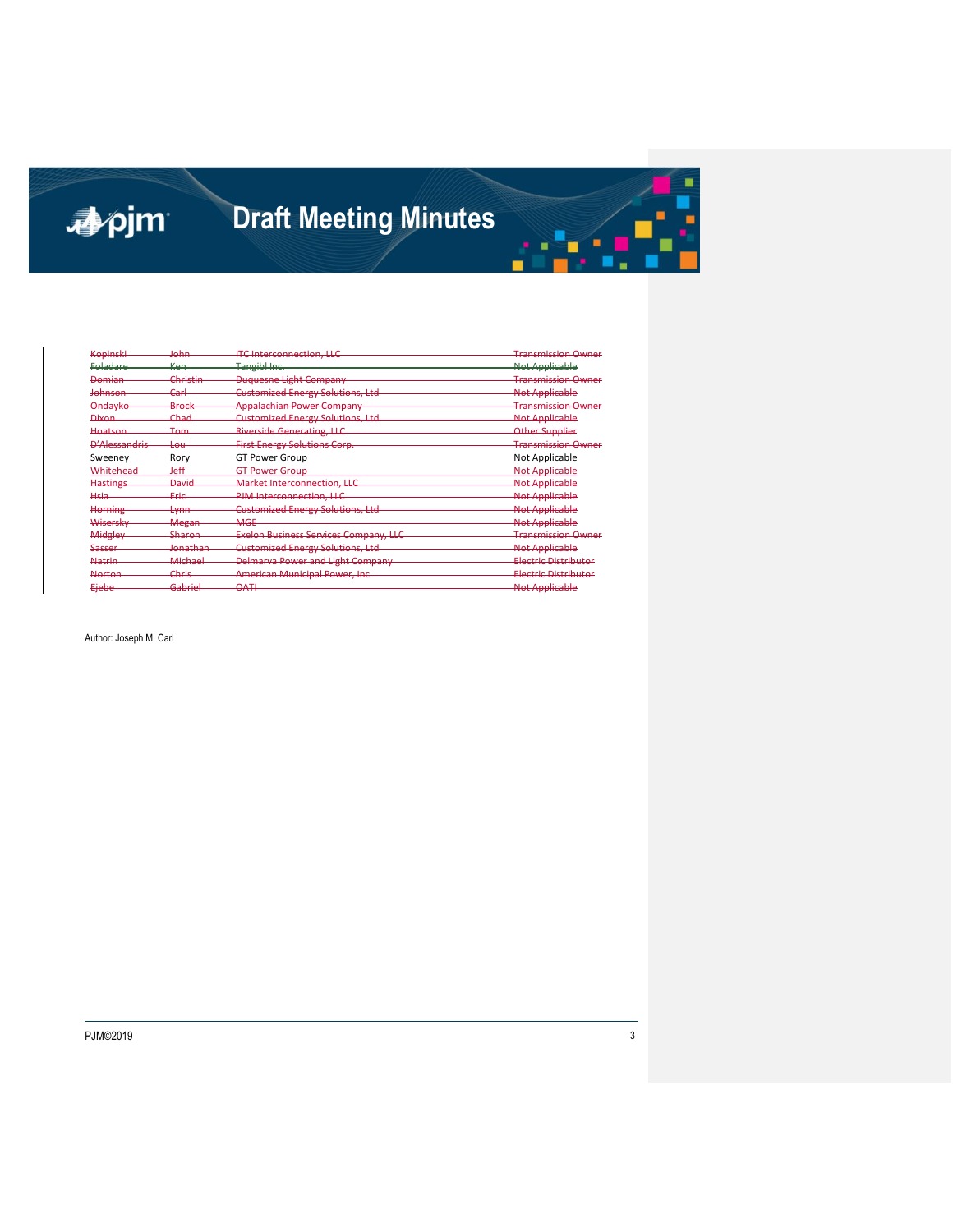| | | | |
|---|---|---|---|
| ~~Kopinski~~ | ~~John~~ | ~~ITC Interconnection, LLC~~ | ~~Transmission Owner~~ |
| ~~Foladare~~ | ~~Ken~~ | ~~Tangibl Inc.~~ | ~~Not Applicable~~ |
| ~~Domian~~ | ~~Christin~~ | ~~Duquesne Light Company~~ | ~~Transmission Owner~~ |
| ~~Johnson~~ | ~~Carl~~ | ~~Customized Energy Solutions, Ltd~~ | ~~Not Applicable~~ |
| ~~Ondayko~~ | ~~Brock~~ | ~~Appalachian Power Company~~ | ~~Transmission Owner~~ |
| ~~Dixon~~ | ~~Chad~~ | ~~Customized Energy Solutions, Ltd~~ | ~~Not Applicable~~ |
| ~~Hoatson~~ | ~~Tom~~ | ~~Riverside Generating, LLC~~ | ~~Other Supplier~~ |
| ~~D'Alessandris~~ | ~~Lou~~ | ~~First Energy Solutions Corp.~~ | ~~Transmission Owner~~ |
| Sweeney | Rory | GT Power Group | Not Applicable |
| Whitehead | Jeff | GT Power Group | Not Applicable |
| ~~Hastings~~ | ~~David~~ | ~~Market Interconnection, LLC~~ | ~~Not Applicable~~ |
| ~~Hsia~~ | ~~Eric~~ | ~~PJM Interconnection, LLC~~ | ~~Not Applicable~~ |
| ~~Horning~~ | ~~Lynn~~ | ~~Customized Energy Solutions, Ltd~~ | ~~Not Applicable~~ |
| ~~Wisersky~~ | ~~Megan~~ | ~~MGE~~ | ~~Not Applicable~~ |
| ~~Midgley~~ | ~~Sharon~~ | ~~Exelon Business Services Company, LLC~~ | ~~Transmission Owner~~ |
| ~~Sasser~~ | ~~Jonathan~~ | ~~Customized Energy Solutions, Ltd~~ | ~~Not Applicable~~ |
| ~~Natrin~~ | ~~Michael~~ | ~~Delmarva Power and Light Company~~ | ~~Electric Distributor~~ |
| ~~Norton~~ | ~~Chris~~ | ~~American Municipal Power, Inc~~ | ~~Electric Distributor~~ |
| ~~Ejebe~~ | ~~Gabriel~~ | ~~OATI~~ | ~~Not Applicable~~ |

Author: Joseph M. Carl

PJM©2019